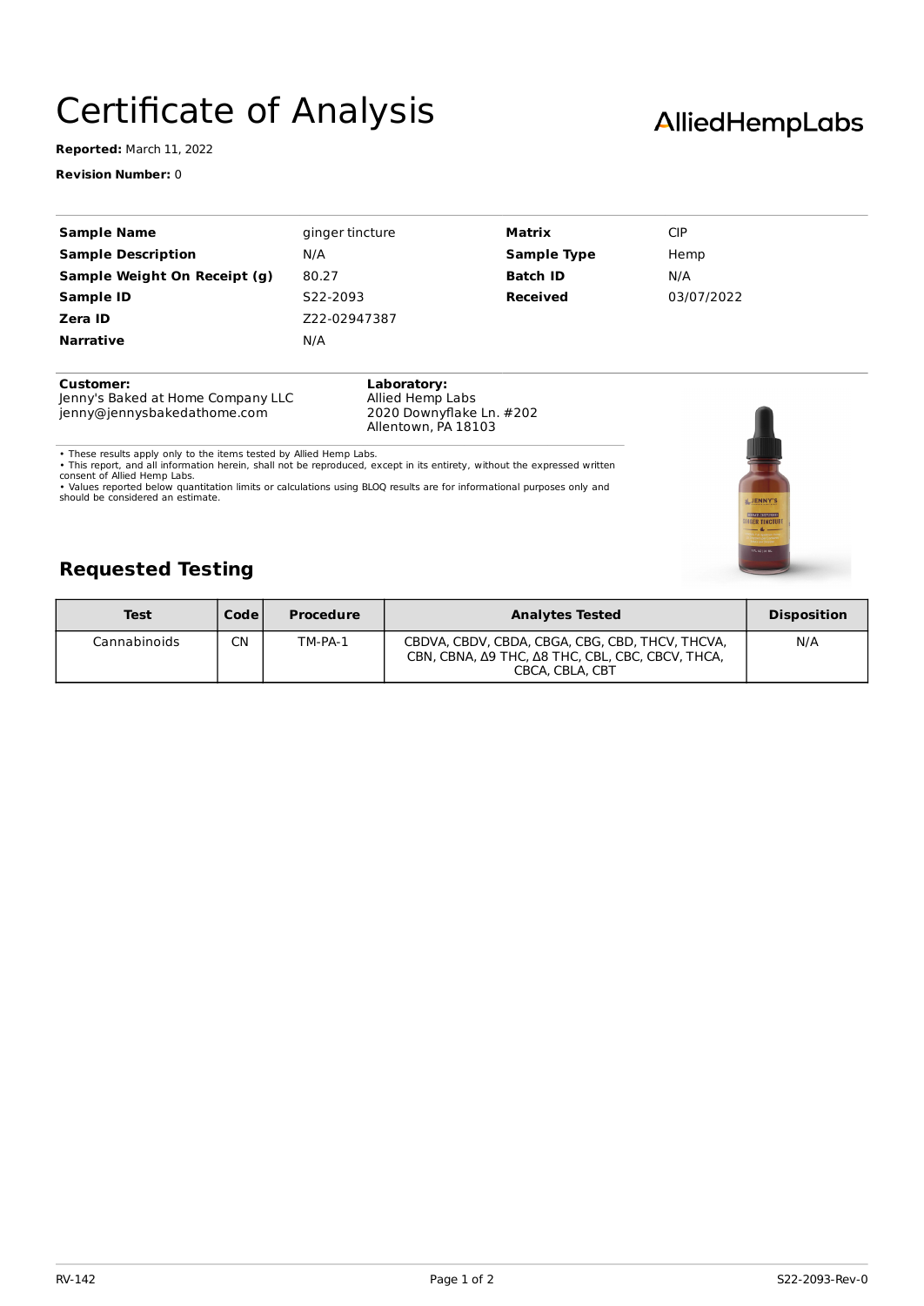# Certificate of Analysis

**AlliedHempLabs**

**Reported:** March 11, 2022

**Revision Number:** 0

| | | | |
|---|---|---|---|
| **Sample Name** | ginger tincture | **Matrix** | CIP |
| **Sample Description** | N/A | **Sample Type** | Hemp |
| **Sample Weight On Receipt (g)** | 80.27 | **Batch ID** | N/A |
| **Sample ID** | S22-2093 | **Received** | 03/07/2022 |
| **Zera ID** | Z22-02947387 | | |
| **Narrative** | N/A | | |

**Customer:**
Jenny's Baked at Home Company LLC
jenny@jennysbakedathome.com

**Laboratory:**
Allied Hemp Labs
2020 Downyflake Ln. #202
Allentown, PA 18103

- These results apply only to the items tested by Allied Hemp Labs.
- This report, and all information herein, shall not be reproduced, except in its entirety, without the expressed written consent of Allied Hemp Labs.
- Values reported below quantitation limits or calculations using BLOQ results are for informational purposes only and should be considered an estimate.

## Requested Testing

| Test | Code | Procedure | Analytes Tested | Disposition |
|---|---|---|---|---|
| Cannabinoids | CN | TM-PA-1 | CBDVA, CBDV, CBDA, CBGA, CBG, CBD, THCV, THCVA, CBN, CBNA, Δ9 THC, Δ8 THC, CBL, CBC, CBCV, THCA, CBCA, CBLA, CBT | N/A |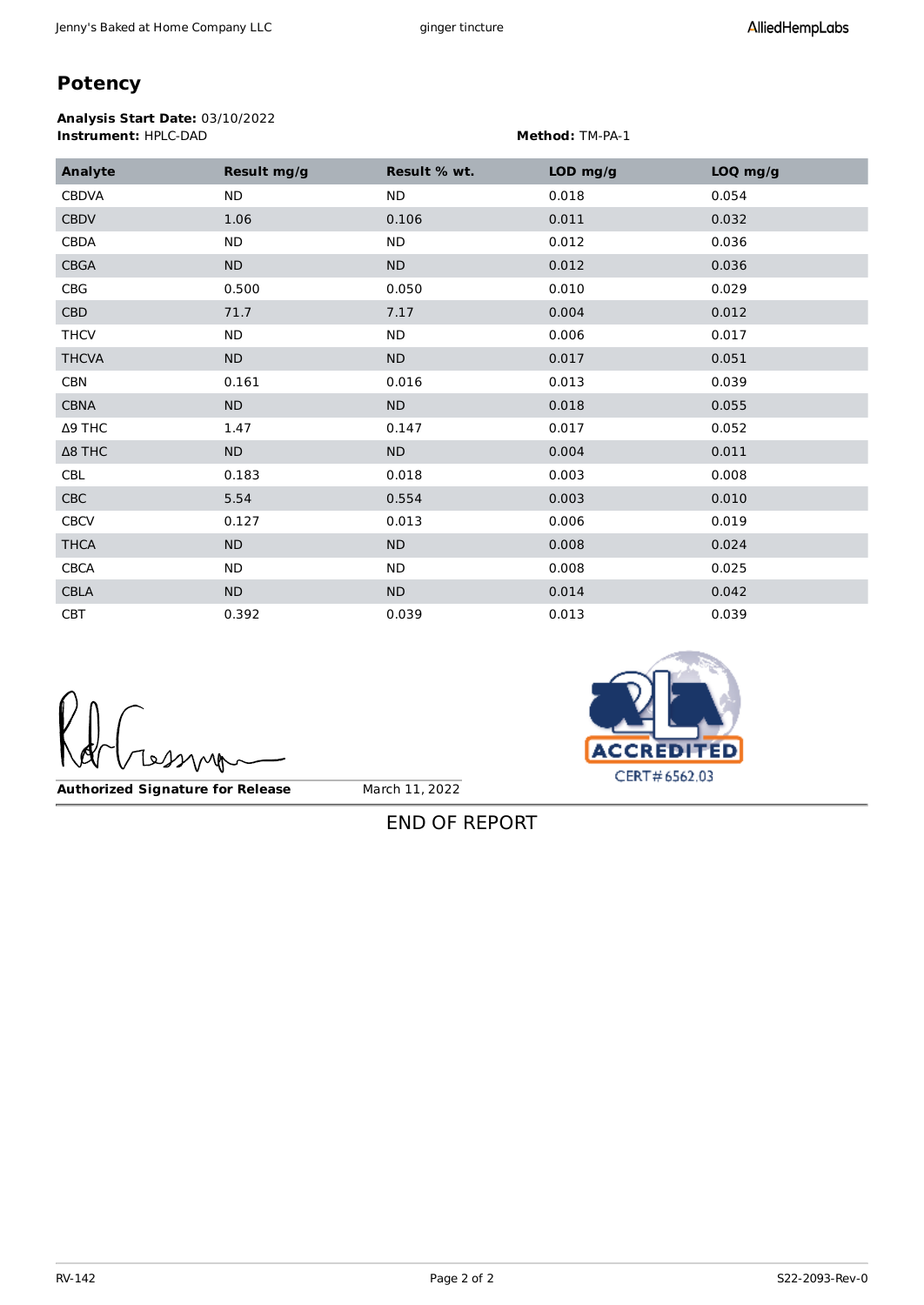## Potency

**Analysis Start Date:** 03/10/2022
**Instrument:** HPLC-DAD

**Method:** TM-PA-1

| Analyte | Result mg/g | Result % wt. | LOD mg/g | LOQ mg/g |
|---|---|---|---|---|
| CBDVA | ND | ND | 0.018 | 0.054 |
| CBDV | 1.06 | 0.106 | 0.011 | 0.032 |
| CBDA | ND | ND | 0.012 | 0.036 |
| CBGA | ND | ND | 0.012 | 0.036 |
| CBG | 0.500 | 0.050 | 0.010 | 0.029 |
| CBD | 71.7 | 7.17 | 0.004 | 0.012 |
| THCV | ND | ND | 0.006 | 0.017 |
| THCVA | ND | ND | 0.017 | 0.051 |
| CBN | 0.161 | 0.016 | 0.013 | 0.039 |
| CBNA | ND | ND | 0.018 | 0.055 |
| Δ9 THC | 1.47 | 0.147 | 0.017 | 0.052 |
| Δ8 THC | ND | ND | 0.004 | 0.011 |
| CBL | 0.183 | 0.018 | 0.003 | 0.008 |
| CBC | 5.54 | 0.554 | 0.003 | 0.010 |
| CBCV | 0.127 | 0.013 | 0.006 | 0.019 |
| THCA | ND | ND | 0.008 | 0.024 |
| CBCA | ND | ND | 0.008 | 0.025 |
| CBLA | ND | ND | 0.014 | 0.042 |
| CBT | 0.392 | 0.039 | 0.013 | 0.039 |

**Authorized Signature for Release** March 11, 2022

A2LA ACCREDITED CERT# 6562.03

END OF REPORT